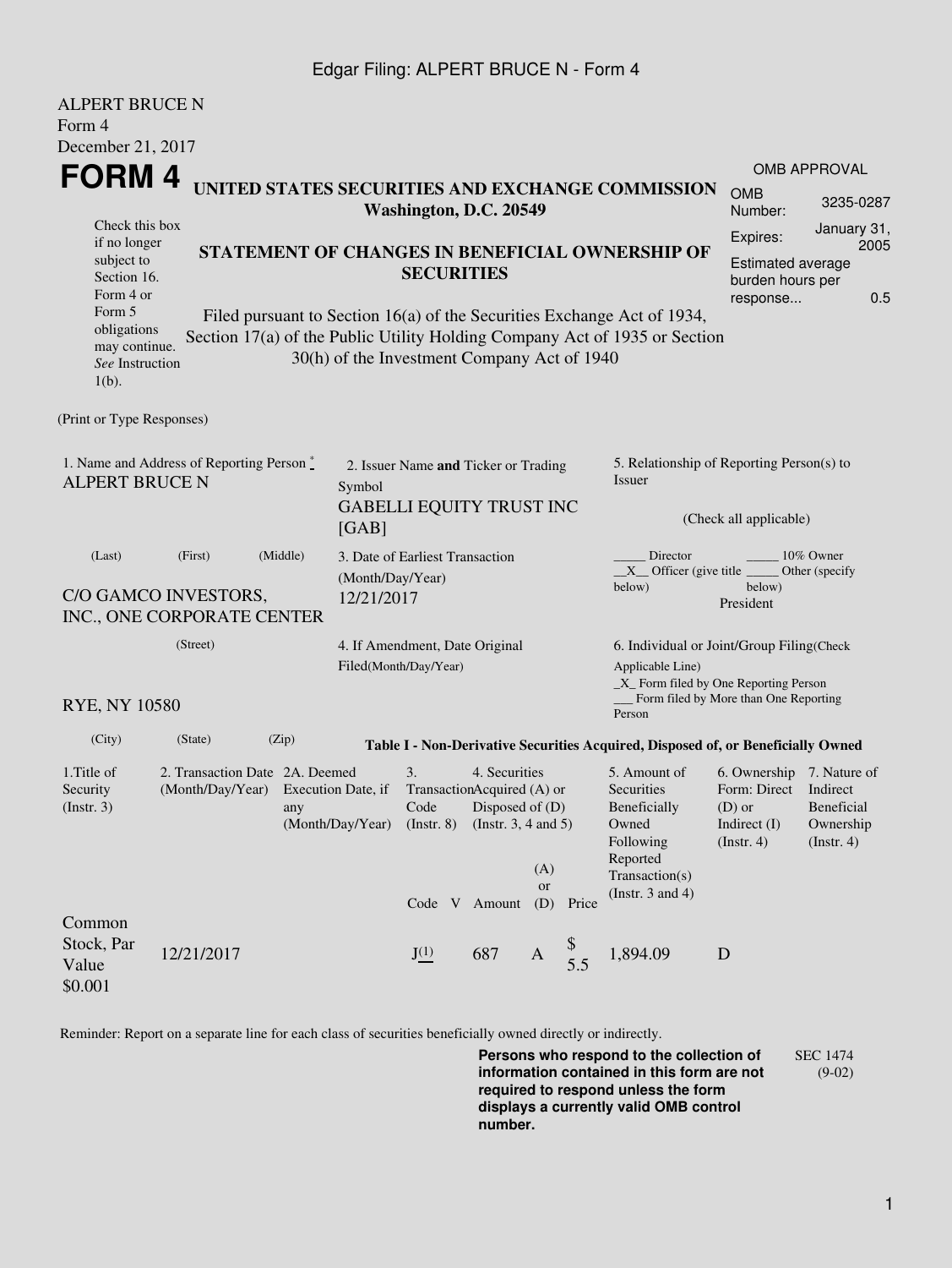ALPERT BRUCE N
Form 4
December 21, 2017

# FORM 4

**UNITED STATES SECURITIES AND EXCHANGE COMMISSION**
**Washington, D.C. 20549**

Check this box if no longer subject to Section 16. Form 4 or Form 5 obligations may continue. *See* Instruction 1(b).

## STATEMENT OF CHANGES IN BENEFICIAL OWNERSHIP OF SECURITIES

Filed pursuant to Section 16(a) of the Securities Exchange Act of 1934, Section 17(a) of the Public Utility Holding Company Act of 1935 or Section 30(h) of the Investment Company Act of 1940

| OMB APPROVAL | |
|---|---|
| OMB Number: | 3235-0287 |
| Expires: | January 31, 2005 |
| Estimated average burden hours per response... | 0.5 |

(Print or Type Responses)

1. Name and Address of Reporting Person *
ALPERT BRUCE N

(Last) (First) (Middle)

C/O GAMCO INVESTORS, INC., ONE CORPORATE CENTER

(Street)

RYE, NY 10580

(City) (State) (Zip)

2. Issuer Name **and** Ticker or Trading Symbol
GABELLI EQUITY TRUST INC [GAB]

3. Date of Earliest Transaction (Month/Day/Year)
12/21/2017

4. If Amendment, Date Original Filed(Month/Day/Year)

5. Relationship of Reporting Person(s) to Issuer

(Check all applicable)

_____ Director _____ 10% Owner
__X__ Officer (give title below) _____ Other (specify below)
President

6. Individual or Joint/Group Filing(Check Applicable Line)
_X_ Form filed by One Reporting Person
___ Form filed by More than One Reporting Person

**Table I - Non-Derivative Securities Acquired, Disposed of, or Beneficially Owned**

| 1.Title of Security (Instr. 3) | 2. Transaction Date (Month/Day/Year) | 2A. Deemed Execution Date, if any (Month/Day/Year) | 3. Transaction Code (Instr. 8) | | 4. Securities Acquired (A) or Disposed of (D) (Instr. 3, 4 and 5) | | | 5. Amount of Securities Beneficially Owned Following Reported Transaction(s) (Instr. 3 and 4) | 6. Ownership Form: Direct (D) or Indirect (I) (Instr. 4) | 7. Nature of Indirect Beneficial Ownership (Instr. 4) |
|---|---|---|---|---|---|---|---|---|---|---|
| | | | Code | V | Amount | (A) or (D) | Price | | | |
| Common Stock, Par Value $0.001 | 12/21/2017 | | J (1) | | 687 | A | $ 5.5 | 1,894.09 | D | |

Reminder: Report on a separate line for each class of securities beneficially owned directly or indirectly.

**Persons who respond to the collection of information contained in this form are not required to respond unless the form displays a currently valid OMB control number.**

SEC 1474 (9-02)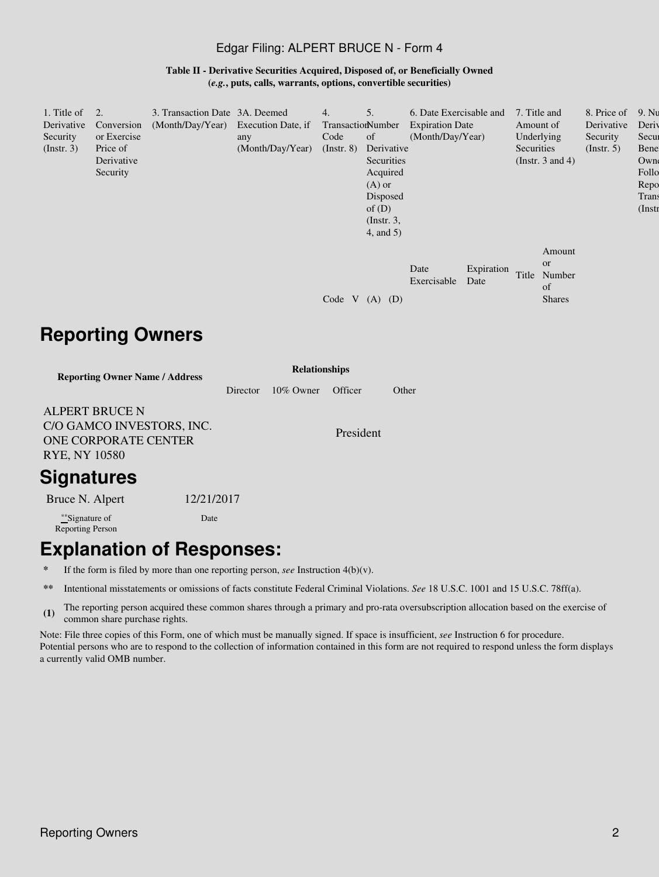**Table II - Derivative Securities Acquired, Disposed of, or Beneficially Owned**
**(*e.g.*, puts, calls, warrants, options, convertible securities)**

| 1. Title of Derivative Security (Instr. 3) | 2. Conversion or Exercise Price of Derivative Security | 3. Transaction Date (Month/Day/Year) | 3A. Deemed Execution Date, if any (Month/Day/Year) | 4. Transaction Code (Instr. 8) | | 5. Number of Derivative Securities Acquired (A) or Disposed of (D) (Instr. 3, 4, and 5) | | 6. Date Exercisable and Expiration Date (Month/Day/Year) | | 7. Title and Amount of Underlying Securities (Instr. 3 and 4) | | 8. Price of Derivative Security (Instr. 5) | 9. Nu Deriv Secur Bene Owne Follo Repo Trans (Instr |
|---|---|---|---|---|---|---|---|---|---|---|---|---|---|
| | | | | Code | V | (A) | (D) | Date Exercisable | Expiration Date | Title | Amount or Number of Shares | | |

## Reporting Owners

| Reporting Owner Name / Address | Relationships | | | |
|---|---|---|---|---|
| | Director | 10% Owner | Officer | Other |
| ALPERT BRUCE N<br>C/O GAMCO INVESTORS, INC.<br>ONE CORPORATE CENTER<br>RYE, NY 10580 | | | President | |

## Signatures

| Bruce N. Alpert | 12/21/2017 |
|---|---|
| **Signature of Reporting Person | Date |

## Explanation of Responses:

\* If the form is filed by more than one reporting person, *see* Instruction 4(b)(v).

\*\* Intentional misstatements or omissions of facts constitute Federal Criminal Violations. *See* 18 U.S.C. 1001 and 15 U.S.C. 78ff(a).

**(1)** The reporting person acquired these common shares through a primary and pro-rata oversubscription allocation based on the exercise of common share purchase rights.

Note: File three copies of this Form, one of which must be manually signed. If space is insufficient, *see* Instruction 6 for procedure.
Potential persons who are to respond to the collection of information contained in this form are not required to respond unless the form displays a currently valid OMB number.